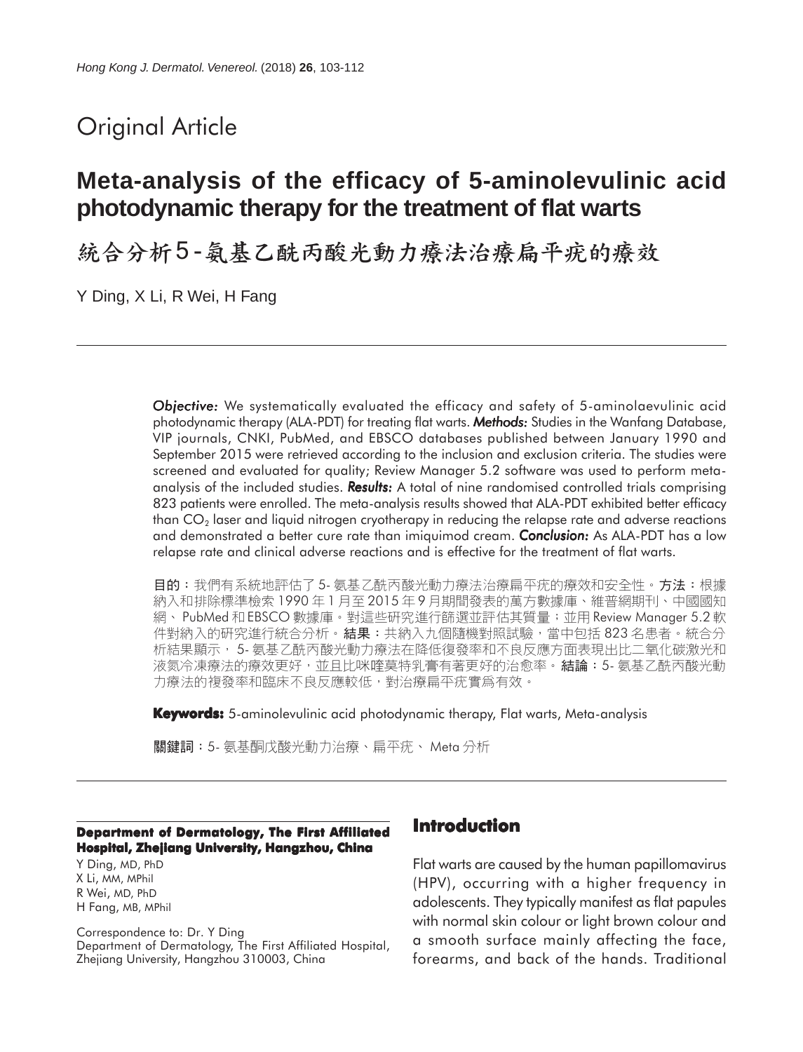Original Article

# Meta-analysis of the efficacy of 5-aminolevulinic acid photodynamic therapy for the treatment of flat warts

# 統合分析5-氨基乙酰丙酸光動力療法治療扁平疣的療效

Y Ding, X Li, R Wei, H Fang

***Objective:*** We systematically evaluated the efficacy and safety of 5-aminolaevulinic acid photodynamic therapy (ALA-PDT) for treating flat warts. ***Methods:*** Studies in the Wanfang Database, VIP journals, CNKI, PubMed, and EBSCO databases published between January 1990 and September 2015 were retrieved according to the inclusion and exclusion criteria. The studies were screened and evaluated for quality; Review Manager 5.2 software was used to perform meta-analysis of the included studies. ***Results:*** A total of nine randomised controlled trials comprising 823 patients were enrolled. The meta-analysis results showed that ALA-PDT exhibited better efficacy than $CO_2$ laser and liquid nitrogen cryotherapy in reducing the relapse rate and adverse reactions and demonstrated a better cure rate than imiquimod cream. ***Conclusion:*** As ALA-PDT has a low relapse rate and clinical adverse reactions and is effective for the treatment of flat warts.

**目的**：我們有系統地評估了 5- 氨基乙酰丙酸光動力療法治療扁平疣的療效和安全性。**方法**：根據納入和排除標準檢索 1990 年 1 月至 2015 年 9 月期間發表的萬方數據庫、維普網期刊、中國國知網、 PubMed 和 EBSCO 數據庫。對這些研究進行篩選並評估其質量；並用 Review Manager 5.2 軟件對納入的研究進行統合分析。**結果**：共納入九個隨機對照試驗，當中包括 823 名患者。統合分析結果顯示， 5- 氨基乙酰丙酸光動力療法在降低復發率和不良反應方面表現出比二氧化碳激光和液氮冷凍療法的療效更好，並且比咪喹莫特乳膏有著更好的治愈率。**結論**：5- 氨基乙酰丙酸光動力療法的複發率和臨床不良反應較低，對治療扁平疣實爲有效。

**Keywords:** 5-aminolevulinic acid photodynamic therapy, Flat warts, Meta-analysis

**關鍵詞**：5- 氨基酮戊酸光動力治療、扁平疣、 Meta 分析

**Department of Dermatology, The First Affiliated Hospital, Zhejiang University, Hangzhou, China**

Y Ding, MD, PhD
X Li, MM, MPhil
R Wei, MD, PhD
H Fang, MB, MPhil

Correspondence to: Dr. Y Ding
Department of Dermatology, The First Affiliated Hospital, Zhejiang University, Hangzhou 310003, China

## Introduction

Flat warts are caused by the human papillomavirus (HPV), occurring with a higher frequency in adolescents. They typically manifest as flat papules with normal skin colour or light brown colour and a smooth surface mainly affecting the face, forearms, and back of the hands. Traditional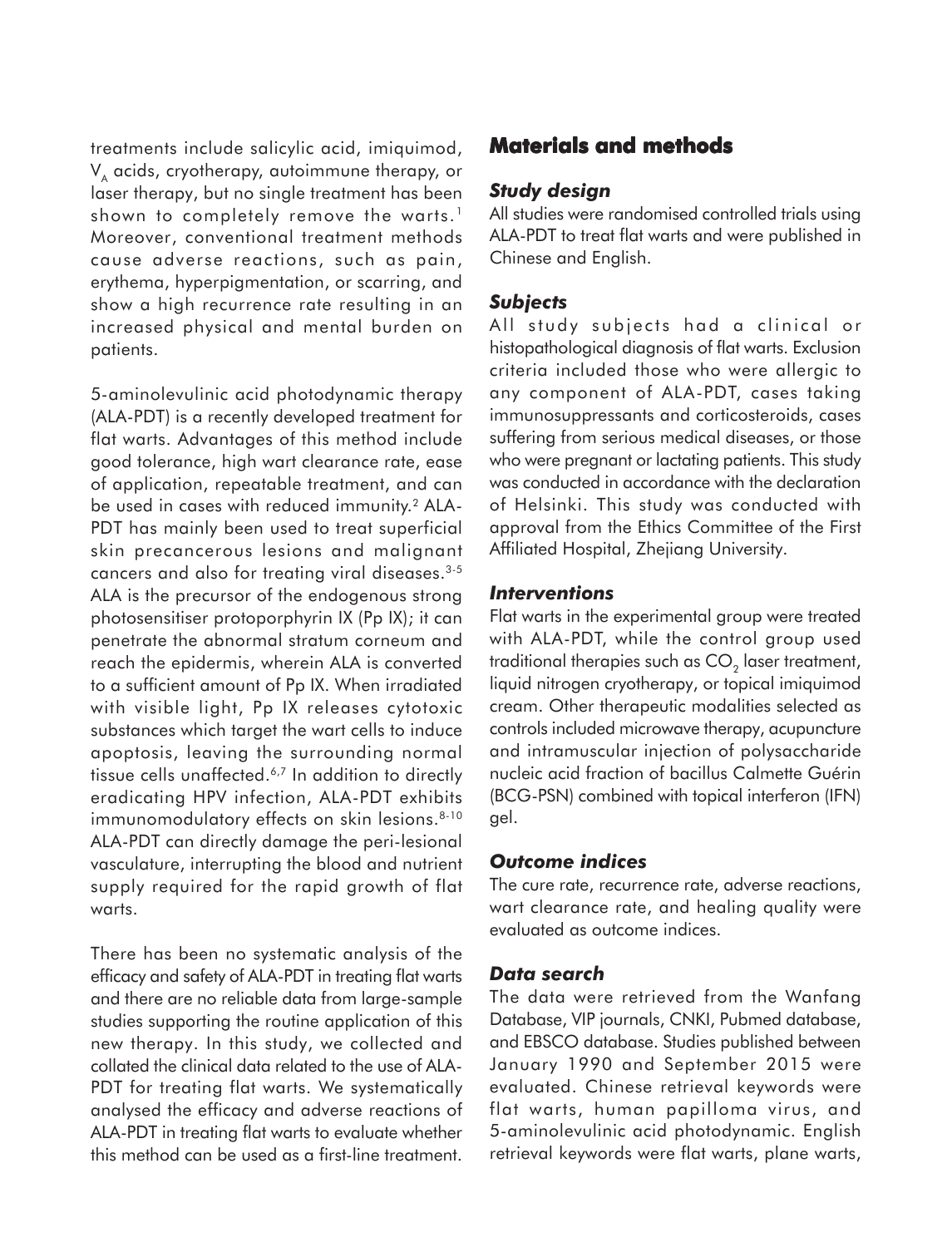treatments include salicylic acid, imiquimod, $V_A$ acids, cryotherapy, autoimmune therapy, or laser therapy, but no single treatment has been shown to completely remove the warts.[1] Moreover, conventional treatment methods cause adverse reactions, such as pain, erythema, hyperpigmentation, or scarring, and show a high recurrence rate resulting in an increased physical and mental burden on patients.

5-aminolevulinic acid photodynamic therapy (ALA-PDT) is a recently developed treatment for flat warts. Advantages of this method include good tolerance, high wart clearance rate, ease of application, repeatable treatment, and can be used in cases with reduced immunity.[2] ALA-PDT has mainly been used to treat superficial skin precancerous lesions and malignant cancers and also for treating viral diseases.[3-5] ALA is the precursor of the endogenous strong photosensitiser protoporphyrin IX (Pp IX); it can penetrate the abnormal stratum corneum and reach the epidermis, wherein ALA is converted to a sufficient amount of Pp IX. When irradiated with visible light, Pp IX releases cytotoxic substances which target the wart cells to induce apoptosis, leaving the surrounding normal tissue cells unaffected.[6,7] In addition to directly eradicating HPV infection, ALA-PDT exhibits immunomodulatory effects on skin lesions.[8-10] ALA-PDT can directly damage the peri-lesional vasculature, interrupting the blood and nutrient supply required for the rapid growth of flat warts.

There has been no systematic analysis of the efficacy and safety of ALA-PDT in treating flat warts and there are no reliable data from large-sample studies supporting the routine application of this new therapy. In this study, we collected and collated the clinical data related to the use of ALA-PDT for treating flat warts. We systematically analysed the efficacy and adverse reactions of ALA-PDT in treating flat warts to evaluate whether this method can be used as a first-line treatment.

## Materials and methods

### *Study design*

All studies were randomised controlled trials using ALA-PDT to treat flat warts and were published in Chinese and English.

### *Subjects*

All study subjects had a clinical or histopathological diagnosis of flat warts. Exclusion criteria included those who were allergic to any component of ALA-PDT, cases taking immunosuppressants and corticosteroids, cases suffering from serious medical diseases, or those who were pregnant or lactating patients. This study was conducted in accordance with the declaration of Helsinki. This study was conducted with approval from the Ethics Committee of the First Affiliated Hospital, Zhejiang University.

### *Interventions*

Flat warts in the experimental group were treated with ALA-PDT, while the control group used traditional therapies such as $CO_2$ laser treatment, liquid nitrogen cryotherapy, or topical imiquimod cream. Other therapeutic modalities selected as controls included microwave therapy, acupuncture and intramuscular injection of polysaccharide nucleic acid fraction of bacillus Calmette Guérin (BCG-PSN) combined with topical interferon (IFN) gel.

### *Outcome indices*

The cure rate, recurrence rate, adverse reactions, wart clearance rate, and healing quality were evaluated as outcome indices.

### *Data search*

The data were retrieved from the Wanfang Database, VIP journals, CNKI, Pubmed database, and EBSCO database. Studies published between January 1990 and September 2015 were evaluated. Chinese retrieval keywords were flat warts, human papilloma virus, and 5-aminolevulinic acid photodynamic. English retrieval keywords were flat warts, plane warts,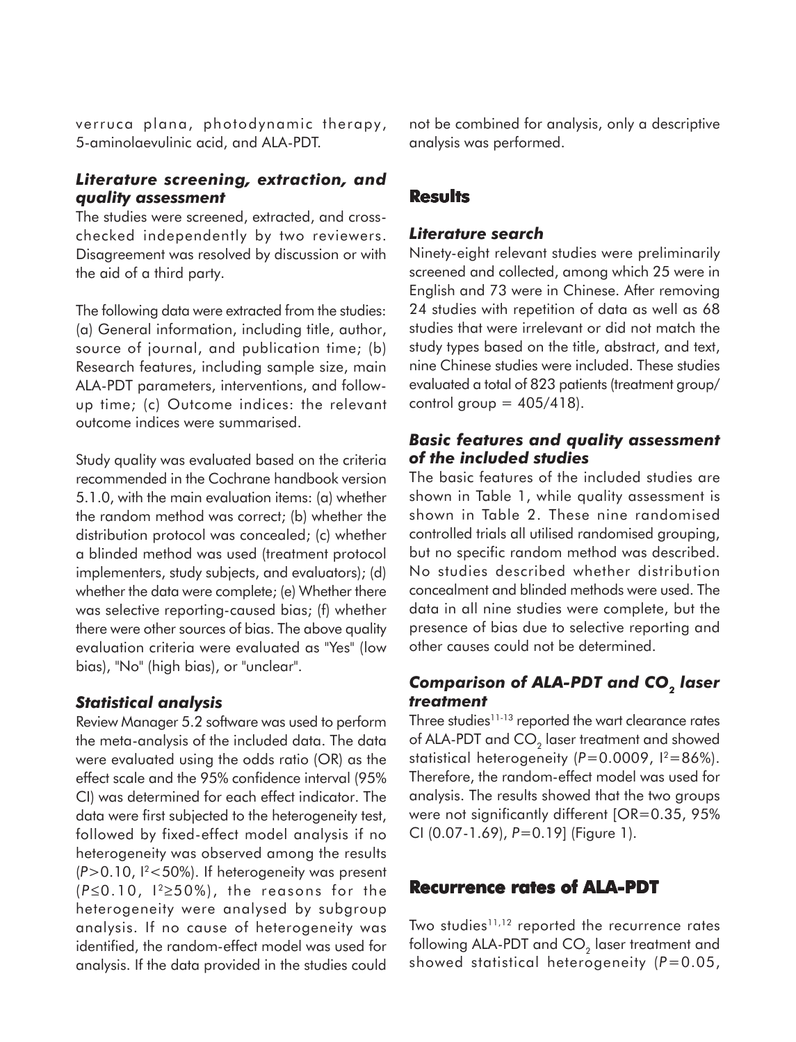verruca plana, photodynamic therapy, 5-aminolaevulinic acid, and ALA-PDT.

### *Literature screening, extraction, and quality assessment*

The studies were screened, extracted, and cross-checked independently by two reviewers. Disagreement was resolved by discussion or with the aid of a third party.

The following data were extracted from the studies: (a) General information, including title, author, source of journal, and publication time; (b) Research features, including sample size, main ALA-PDT parameters, interventions, and follow-up time; (c) Outcome indices: the relevant outcome indices were summarised.

Study quality was evaluated based on the criteria recommended in the Cochrane handbook version 5.1.0, with the main evaluation items: (a) whether the random method was correct; (b) whether the distribution protocol was concealed; (c) whether a blinded method was used (treatment protocol implementers, study subjects, and evaluators); (d) whether the data were complete; (e) Whether there was selective reporting-caused bias; (f) whether there were other sources of bias. The above quality evaluation criteria were evaluated as "Yes" (low bias), "No" (high bias), or "unclear".

### *Statistical analysis*

Review Manager 5.2 software was used to perform the meta-analysis of the included data. The data were evaluated using the odds ratio (OR) as the effect scale and the 95% confidence interval (95% CI) was determined for each effect indicator. The data were first subjected to the heterogeneity test, followed by fixed-effect model analysis if no heterogeneity was observed among the results ($P>0.10$, $I^2<50\%$). If heterogeneity was present ($P\leq0.10$, $I^2\geq50\%$), the reasons for the heterogeneity were analysed by subgroup analysis. If no cause of heterogeneity was identified, the random-effect model was used for analysis. If the data provided in the studies could not be combined for analysis, only a descriptive analysis was performed.

## Results

### *Literature search*

Ninety-eight relevant studies were preliminarily screened and collected, among which 25 were in English and 73 were in Chinese. After removing 24 studies with repetition of data as well as 68 studies that were irrelevant or did not match the study types based on the title, abstract, and text, nine Chinese studies were included. These studies evaluated a total of 823 patients (treatment group/control group = 405/418).

### *Basic features and quality assessment of the included studies*

The basic features of the included studies are shown in Table 1, while quality assessment is shown in Table 2. These nine randomised controlled trials all utilised randomised grouping, but no specific random method was described. No studies described whether distribution concealment and blinded methods were used. The data in all nine studies were complete, but the presence of bias due to selective reporting and other causes could not be determined.

### *Comparison of ALA-PDT and $CO_2$ laser treatment*

Three studies[11-13] reported the wart clearance rates of ALA-PDT and $CO_2$ laser treatment and showed statistical heterogeneity ($P=0.0009$, $I^2=86\%$). Therefore, the random-effect model was used for analysis. The results showed that the two groups were not significantly different [OR=0.35, 95% CI (0.07-1.69), $P=0.19$] (Figure 1).

## Recurrence rates of ALA-PDT

Two studies[11,12] reported the recurrence rates following ALA-PDT and $CO_2$ laser treatment and showed statistical heterogeneity ($P=0.05$,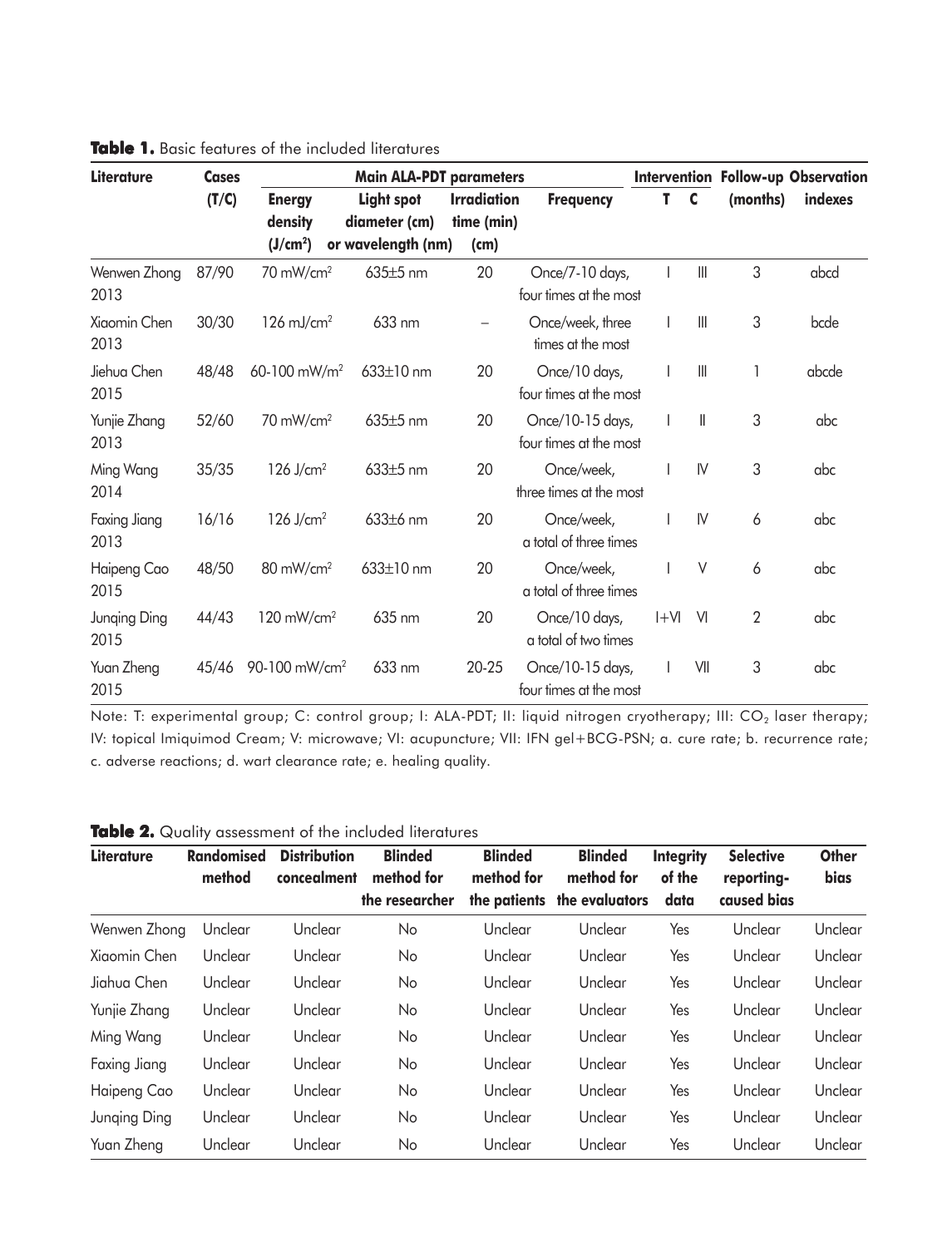**Table 1.** Basic features of the included literatures

| Literature | Cases (T/C) | Main ALA-PDT parameters | | | | Intervention | | Follow-up (months) | Observation indexes |
|---|---|---|---|---|---|---|---|---|---|
| | | Energy density ($J/cm^2$) | Light spot diameter (cm) or wavelength (nm) | Irradiation time (min) (cm) | Frequency | T | C | | |
| Wenwen Zhong 2013 | 87/90 | 70 $mW/cm^2$ | 635±5 nm | 20 | Once/7-10 days, four times at the most | I | III | 3 | abcd |
| Xiaomin Chen 2013 | 30/30 | 126 $mJ/cm^2$ | 633 nm | – | Once/week, three times at the most | I | III | 3 | bcde |
| Jiehua Chen 2015 | 48/48 | 60-100 $mW/m^2$ | 633±10 nm | 20 | Once/10 days, four times at the most | I | III | 1 | abcde |
| Yunjie Zhang 2013 | 52/60 | 70 $mW/cm^2$ | 635±5 nm | 20 | Once/10-15 days, four times at the most | I | II | 3 | abc |
| Ming Wang 2014 | 35/35 | 126 $J/cm^2$ | 633±5 nm | 20 | Once/week, three times at the most | I | IV | 3 | abc |
| Faxing Jiang 2013 | 16/16 | 126 $J/cm^2$ | 633±6 nm | 20 | Once/week, a total of three times | I | IV | 6 | abc |
| Haipeng Cao 2015 | 48/50 | 80 $mW/cm^2$ | 633±10 nm | 20 | Once/week, a total of three times | I | V | 6 | abc |
| Junqing Ding 2015 | 44/43 | 120 $mW/cm^2$ | 635 nm | 20 | Once/10 days, a total of two times | I+VI | VI | 2 | abc |
| Yuan Zheng 2015 | 45/46 | 90-100 $mW/cm^2$ | 633 nm | 20-25 | Once/10-15 days, four times at the most | I | VII | 3 | abc |

Note: T: experimental group; C: control group; I: ALA-PDT; II: liquid nitrogen cryotherapy; III: $CO_2$ laser therapy; IV: topical Imiquimod Cream; V: microwave; VI: acupuncture; VII: IFN gel+BCG-PSN; a. cure rate; b. recurrence rate; c. adverse reactions; d. wart clearance rate; e. healing quality.

**Table 2.** Quality assessment of the included literatures

| Literature | Randomised method | Distribution concealment | Blinded method for the researcher | Blinded method for the patients | Blinded method for the evaluators | Integrity of the data | Selective reporting-caused bias | Other bias |
|---|---|---|---|---|---|---|---|---|
| Wenwen Zhong | Unclear | Unclear | No | Unclear | Unclear | Yes | Unclear | Unclear |
| Xiaomin Chen | Unclear | Unclear | No | Unclear | Unclear | Yes | Unclear | Unclear |
| Jiahua Chen | Unclear | Unclear | No | Unclear | Unclear | Yes | Unclear | Unclear |
| Yunjie Zhang | Unclear | Unclear | No | Unclear | Unclear | Yes | Unclear | Unclear |
| Ming Wang | Unclear | Unclear | No | Unclear | Unclear | Yes | Unclear | Unclear |
| Faxing Jiang | Unclear | Unclear | No | Unclear | Unclear | Yes | Unclear | Unclear |
| Haipeng Cao | Unclear | Unclear | No | Unclear | Unclear | Yes | Unclear | Unclear |
| Junqing Ding | Unclear | Unclear | No | Unclear | Unclear | Yes | Unclear | Unclear |
| Yuan Zheng | Unclear | Unclear | No | Unclear | Unclear | Yes | Unclear | Unclear |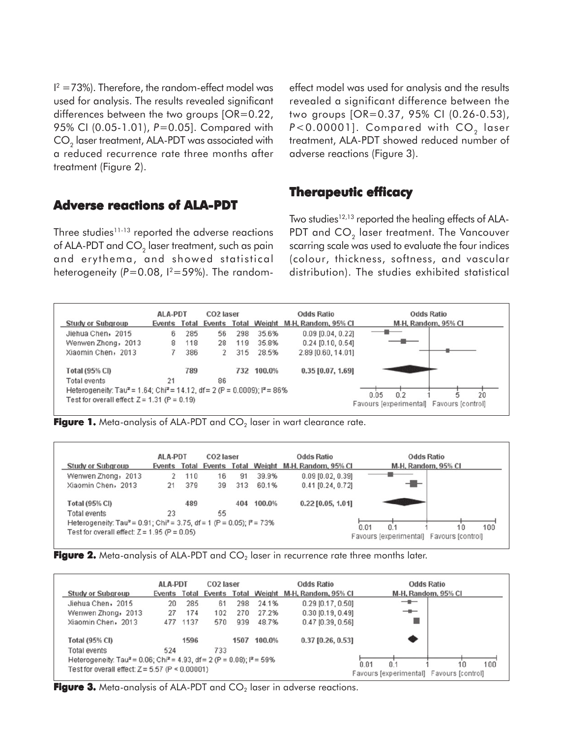$I^2$ =73%). Therefore, the random-effect model was used for analysis. The results revealed significant differences between the two groups [OR=0.22, 95% CI (0.05-1.01), $P$=0.05]. Compared with $CO_2$ laser treatment, ALA-PDT was associated with a reduced recurrence rate three months after treatment (Figure 2).

## Adverse reactions of ALA-PDT

Three studies[11-13] reported the adverse reactions of ALA-PDT and $CO_2$ laser treatment, such as pain and erythema, and showed statistical heterogeneity ($P$=0.08, $I^2$=59%). The random-effect model was used for analysis and the results revealed a significant difference between the two groups [OR=0.37, 95% CI (0.26-0.53), $P$<0.00001]. Compared with $CO_2$ laser treatment, ALA-PDT showed reduced number of adverse reactions (Figure 3).

## Therapeutic efficacy

Two studies[12,13] reported the healing effects of ALA-PDT and $CO_2$ laser treatment. The Vancouver scarring scale was used to evaluate the four indices (colour, thickness, softness, and vascular distribution). The studies exhibited statistical

ALA-PDT CO2 laser Odds Ratio Odds Ratio
Study or Subgroup Events Total Events Total Weight M-H, Random, 95% CI M-H, Random, 95% CI
Jiehua Chen，2015 6 285 56 298 35.6% 0.09 [0.04, 0.22]
Wenwen Zhong，2013 8 118 28 119 35.8% 0.24 [0.10, 0.54]
Xiaomin Chen，2013 7 386 2 315 28.5% 2.89 [0.60, 14.01]
Total (95% CI) 789 732 100.0% 0.35 [0.07, 1.69]
Total events 21 86
Heterogeneity: Tau² = 1.64; Chi² = 14.12, df = 2 (P = 0.0009); I² = 86%
Test for overall effect: Z = 1.31 (P = 0.19)
0.05 0.2 1 5 20
Favours [experimental] Favours [control]

**Figure 1.** Meta-analysis of ALA-PDT and $CO_2$ laser in wart clearance rate.

ALA-PDT CO2 laser Odds Ratio Odds Ratio
Study or Subgroup Events Total Events Total Weight M-H, Random, 95% CI M-H, Random, 95% CI
Wenwen Zhong，2013 2 110 16 91 39.9% 0.09 [0.02, 0.39]
Xiaomin Chen，2013 21 379 39 313 60.1% 0.41 [0.24, 0.72]
Total (95% CI) 489 404 100.0% 0.22 [0.05, 1.01]
Total events 23 55
Heterogeneity: Tau² = 0.91; Chi² = 3.75, df = 1 (P = 0.05); I² = 73%
Test for overall effect: Z = 1.95 (P = 0.05)
0.01 0.1 1 10 100
Favours [experimental] Favours [control]

**Figure 2.** Meta-analysis of ALA-PDT and $CO_2$ laser in recurrence rate three months later.

ALA-PDT CO2 laser Odds Ratio Odds Ratio
Study or Subgroup Events Total Events Total Weight M-H, Random, 95% CI M-H, Random, 95% CI
Jiehua Chen，2015 20 285 61 298 24.1% 0.29 [0.17, 0.50]
Wenwen Zhong，2013 27 174 102 270 27.2% 0.30 [0.19, 0.49]
Xiaomin Chen，2013 477 1137 570 939 48.7% 0.47 [0.39, 0.56]
Total (95% CI) 1596 1507 100.0% 0.37 [0.26, 0.53]
Total events 524 733
Heterogeneity: Tau² = 0.06; Chi² = 4.93, df = 2 (P = 0.08); I² = 59%
Test for overall effect: Z = 5.57 (P < 0.00001)
0.01 0.1 1 10 100
Favours [experimental] Favours [control]

**Figure 3.** Meta-analysis of ALA-PDT and $CO_2$ laser in adverse reactions.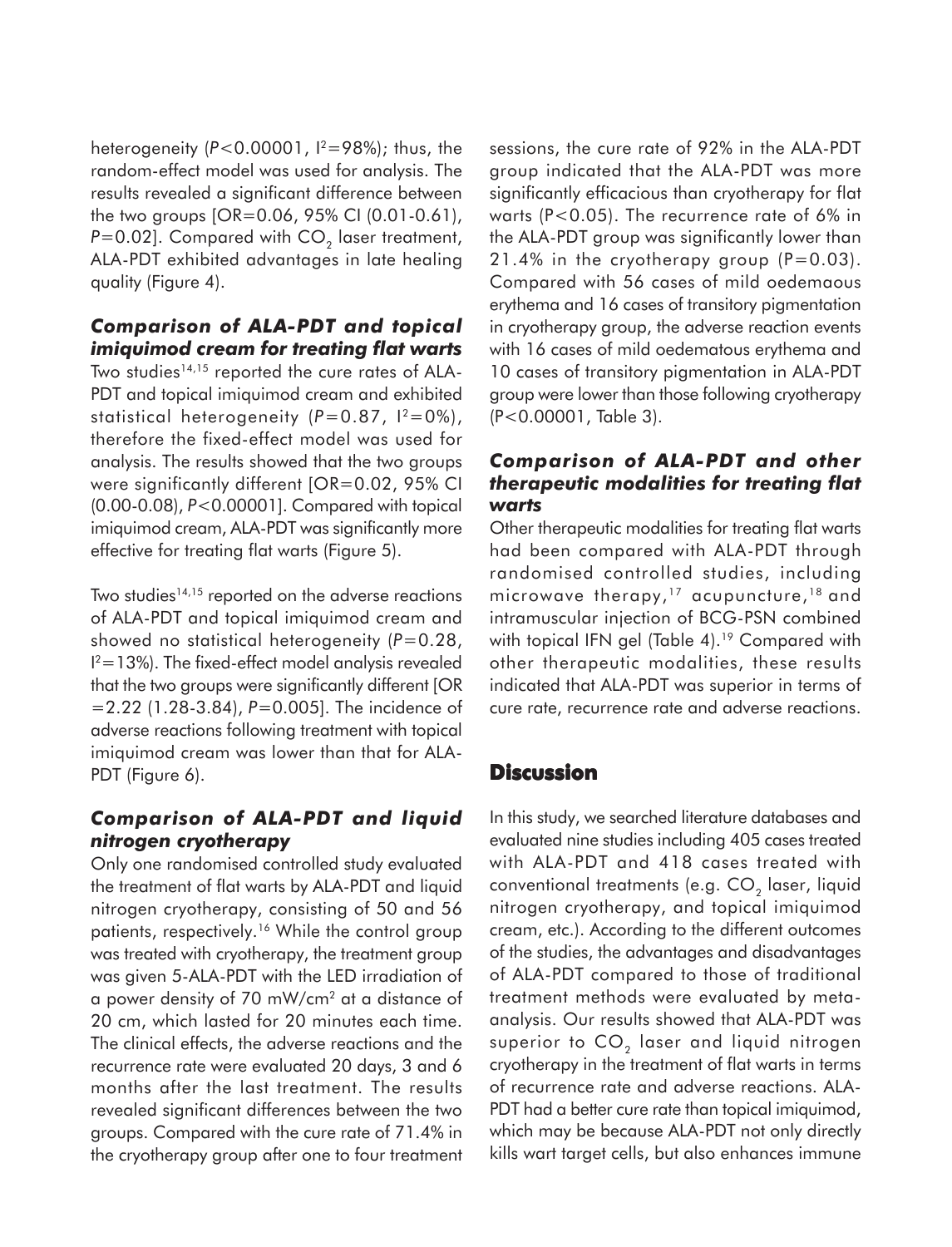heterogeneity ($P<0.00001$, $I^2=98\%$); thus, the random-effect model was used for analysis. The results revealed a significant difference between the two groups [OR=0.06, 95% CI (0.01-0.61), $P=0.02$]. Compared with $CO_2$ laser treatment, ALA-PDT exhibited advantages in late healing quality (Figure 4).

### *Comparison of ALA-PDT and topical imiquimod cream for treating flat warts*

Two studies[14,15] reported the cure rates of ALA-PDT and topical imiquimod cream and exhibited statistical heterogeneity ($P=0.87$, $I^2=0\%$), therefore the fixed-effect model was used for analysis. The results showed that the two groups were significantly different [OR=0.02, 95% CI (0.00-0.08), $P<0.00001$]. Compared with topical imiquimod cream, ALA-PDT was significantly more effective for treating flat warts (Figure 5).

Two studies[14,15] reported on the adverse reactions of ALA-PDT and topical imiquimod cream and showed no statistical heterogeneity ($P=0.28$, $I^2=13\%$). The fixed-effect model analysis revealed that the two groups were significantly different [OR =2.22 (1.28-3.84), $P=0.005$]. The incidence of adverse reactions following treatment with topical imiquimod cream was lower than that for ALA-PDT (Figure 6).

### *Comparison of ALA-PDT and liquid nitrogen cryotherapy*

Only one randomised controlled study evaluated the treatment of flat warts by ALA-PDT and liquid nitrogen cryotherapy, consisting of 50 and 56 patients, respectively.[16] While the control group was treated with cryotherapy, the treatment group was given 5-ALA-PDT with the LED irradiation of a power density of 70 mW/cm$^2$ at a distance of 20 cm, which lasted for 20 minutes each time. The clinical effects, the adverse reactions and the recurrence rate were evaluated 20 days, 3 and 6 months after the last treatment. The results revealed significant differences between the two groups. Compared with the cure rate of 71.4% in the cryotherapy group after one to four treatment sessions, the cure rate of 92% in the ALA-PDT group indicated that the ALA-PDT was more significantly efficacious than cryotherapy for flat warts ($P<0.05$). The recurrence rate of 6% in the ALA-PDT group was significantly lower than 21.4% in the cryotherapy group ($P=0.03$). Compared with 56 cases of mild oedemaous erythema and 16 cases of transitory pigmentation in cryotherapy group, the adverse reaction events with 16 cases of mild oedematous erythema and 10 cases of transitory pigmentation in ALA-PDT group were lower than those following cryotherapy ($P<0.00001$, Table 3).

### *Comparison of ALA-PDT and other therapeutic modalities for treating flat warts*

Other therapeutic modalities for treating flat warts had been compared with ALA-PDT through randomised controlled studies, including microwave therapy,[17] acupuncture,[18] and intramuscular injection of BCG-PSN combined with topical IFN gel (Table 4).[19] Compared with other therapeutic modalities, these results indicated that ALA-PDT was superior in terms of cure rate, recurrence rate and adverse reactions.

## Discussion

In this study, we searched literature databases and evaluated nine studies including 405 cases treated with ALA-PDT and 418 cases treated with conventional treatments (e.g. $CO_2$ laser, liquid nitrogen cryotherapy, and topical imiquimod cream, etc.). According to the different outcomes of the studies, the advantages and disadvantages of ALA-PDT compared to those of traditional treatment methods were evaluated by meta-analysis. Our results showed that ALA-PDT was superior to $CO_2$ laser and liquid nitrogen cryotherapy in the treatment of flat warts in terms of recurrence rate and adverse reactions. ALA-PDT had a better cure rate than topical imiquimod, which may be because ALA-PDT not only directly kills wart target cells, but also enhances immune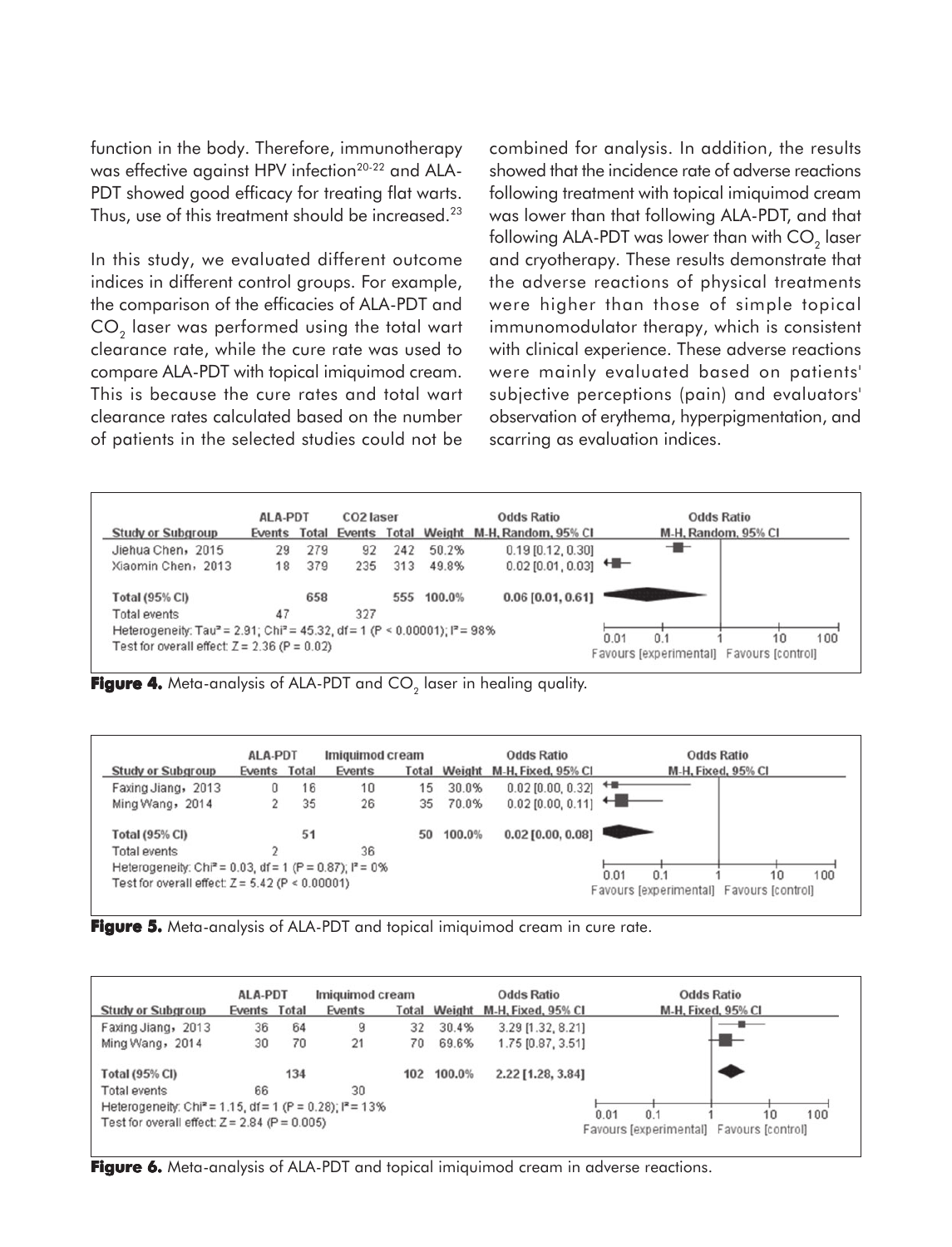function in the body. Therefore, immunotherapy was effective against HPV infection[20-22] and ALA-PDT showed good efficacy for treating flat warts. Thus, use of this treatment should be increased.[23]

In this study, we evaluated different outcome indices in different control groups. For example, the comparison of the efficacies of ALA-PDT and $CO_2$ laser was performed using the total wart clearance rate, while the cure rate was used to compare ALA-PDT with topical imiquimod cream. This is because the cure rates and total wart clearance rates calculated based on the number of patients in the selected studies could not be combined for analysis. In addition, the results showed that the incidence rate of adverse reactions following treatment with topical imiquimod cream was lower than that following ALA-PDT, and that following ALA-PDT was lower than with $CO_2$ laser and cryotherapy. These results demonstrate that the adverse reactions of physical treatments were higher than those of simple topical immunomodulator therapy, which is consistent with clinical experience. These adverse reactions were mainly evaluated based on patients' subjective perceptions (pain) and evaluators' observation of erythema, hyperpigmentation, and scarring as evaluation indices.

Study or Subgroup | ALA-PDT Events Total | CO2 laser Events Total | Weight | Odds Ratio M-H, Random, 95% CI

Jiehua Chen，2015 29 279 92 242 50.2% 0.19 [0.12, 0.30]

Xiaomin Chen，2013 18 379 235 313 49.8% 0.02 [0.01, 0.03]

Total (95% CI) 658 555 100.0% 0.06 [0.01, 0.61]

Total events 47 327

Heterogeneity: Tau² = 2.91; Chi² = 45.32, df = 1 (P < 0.00001); I² = 98%

Test for overall effect: Z = 2.36 (P = 0.02)

Odds Ratio M-H, Random, 95% CI

0.01 0.1 1 10 100

Favours [experimental] Favours [control]

**Figure 4.** Meta-analysis of ALA-PDT and $CO_2$ laser in healing quality.

Study or Subgroup | ALA-PDT Events Total | Imiquimod cream Events Total | Weight | Odds Ratio M-H, Fixed, 95% CI

Faxing Jiang，2013 0 16 10 15 30.0% 0.02 [0.00, 0.32]

Ming Wang，2014 2 35 26 35 70.0% 0.02 [0.00, 0.11]

Total (95% CI) 51 50 100.0% 0.02 [0.00, 0.08]

Total events 2 36

Heterogeneity: Chi² = 0.03, df = 1 (P = 0.87); I² = 0%

Test for overall effect: Z = 5.42 (P < 0.00001)

Odds Ratio M-H, Fixed, 95% CI

0.01 0.1 1 10 100

Favours [experimental] Favours [control]

**Figure 5.** Meta-analysis of ALA-PDT and topical imiquimod cream in cure rate.

Study or Subgroup | ALA-PDT Events Total | Imiquimod cream Events Total | Weight | Odds Ratio M-H, Fixed, 95% CI

Faxing Jiang，2013 36 64 9 32 30.4% 3.29 [1.32, 8.21]

Ming Wang，2014 30 70 21 70 69.6% 1.75 [0.87, 3.51]

Total (95% CI) 134 102 100.0% 2.22 [1.28, 3.84]

Total events 66 30

Heterogeneity: Chi² = 1.15, df = 1 (P = 0.28); I² = 13%

Test for overall effect: Z = 2.84 (P = 0.005)

Odds Ratio M-H, Fixed, 95% CI

0.01 0.1 1 10 100

Favours [experimental] Favours [control]

**Figure 6.** Meta-analysis of ALA-PDT and topical imiquimod cream in adverse reactions.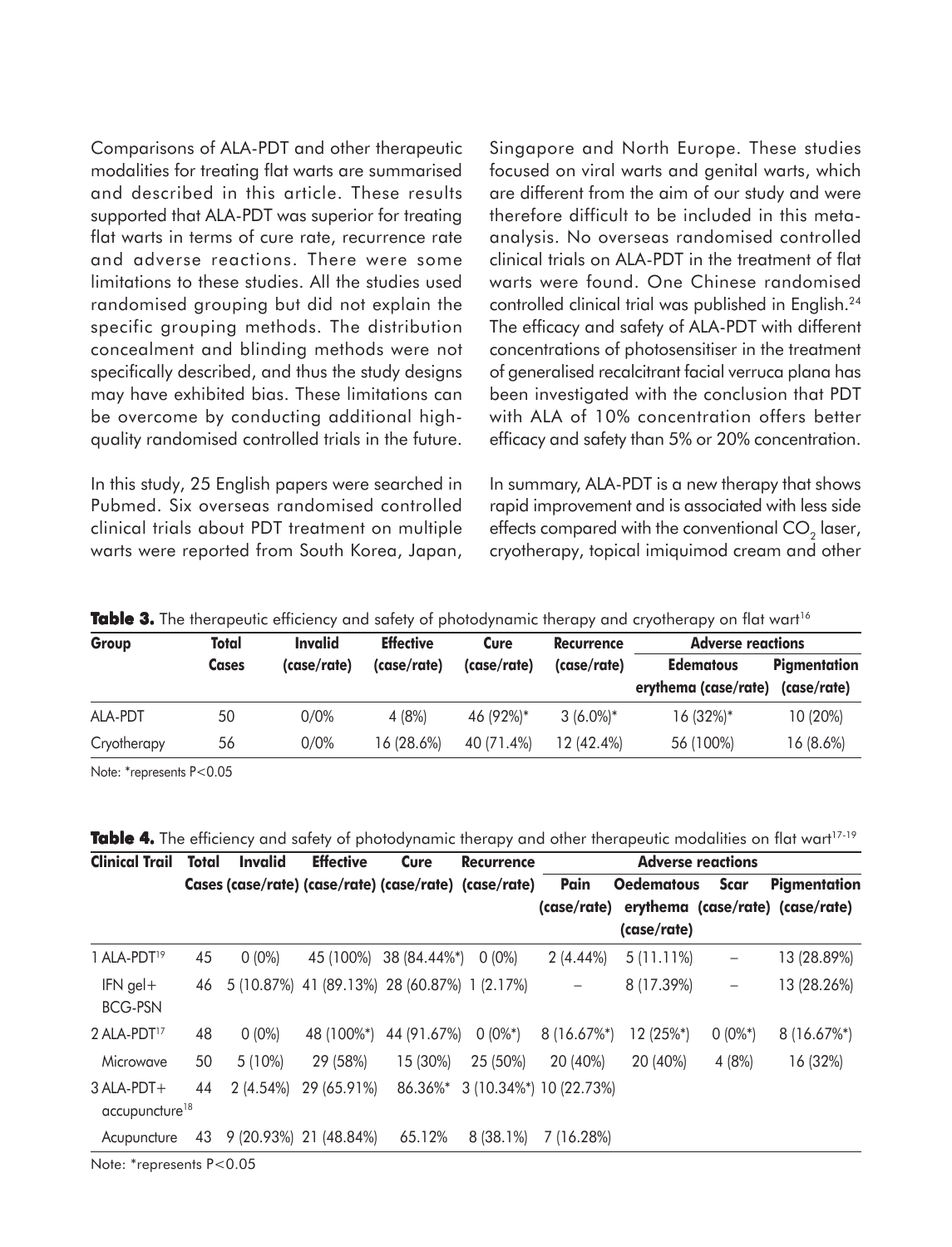Comparisons of ALA-PDT and other therapeutic modalities for treating flat warts are summarised and described in this article. These results supported that ALA-PDT was superior for treating flat warts in terms of cure rate, recurrence rate and adverse reactions. There were some limitations to these studies. All the studies used randomised grouping but did not explain the specific grouping methods. The distribution concealment and blinding methods were not specifically described, and thus the study designs may have exhibited bias. These limitations can be overcome by conducting additional high-quality randomised controlled trials in the future.

In this study, 25 English papers were searched in Pubmed. Six overseas randomised controlled clinical trials about PDT treatment on multiple warts were reported from South Korea, Japan, Singapore and North Europe. These studies focused on viral warts and genital warts, which are different from the aim of our study and were therefore difficult to be included in this meta-analysis. No overseas randomised controlled clinical trials on ALA-PDT in the treatment of flat warts were found. One Chinese randomised controlled clinical trial was published in English.[24] The efficacy and safety of ALA-PDT with different concentrations of photosensitiser in the treatment of generalised recalcitrant facial verruca plana has been investigated with the conclusion that PDT with ALA of 10% concentration offers better efficacy and safety than 5% or 20% concentration.

In summary, ALA-PDT is a new therapy that shows rapid improvement and is associated with less side effects compared with the conventional $CO_2$ laser, cryotherapy, topical imiquimod cream and other

**Table 3.** The therapeutic efficiency and safety of photodynamic therapy and cryotherapy on flat wart[16]

| Group | Total Cases | Invalid (case/rate) | Effective (case/rate) | Cure (case/rate) | Recurrence (case/rate) | Adverse reactions | |
|---|---|---|---|---|---|---|---|
| | | | | | | Edematous erythema (case/rate) | Pigmentation (case/rate) |
| ALA-PDT | 50 | 0/0% | 4 (8%) | 46 (92%)* | 3 (6.0%)* | 16 (32%)* | 10 (20%) |
| Cryotherapy | 56 | 0/0% | 16 (28.6%) | 40 (71.4%) | 12 (42.4%) | 56 (100%) | 16 (8.6%) |

Note: *represents $P<0.05$

**Table 4.** The efficiency and safety of photodynamic therapy and other therapeutic modalities on flat wart[17-19]

| Clinical Trail | Total Cases | Invalid (case/rate) | Effective (case/rate) | Cure (case/rate) | Recurrence (case/rate) | Adverse reactions | | | |
|---|---|---|---|---|---|---|---|---|---|
| | | | | | | Pain (case/rate) | Oedematous erythema (case/rate) | Scar (case/rate) | Pigmentation (case/rate) |
| 1 ALA-PDT[19] | 45 | 0 (0%) | 45 (100%) | 38 (84.44%*) | 0 (0%) | 2 (4.44%) | 5 (11.11%) | – | 13 (28.89%) |
| IFN gel+ BCG-PSN | 46 | 5 (10.87%) | 41 (89.13%) | 28 (60.87%) | 1 (2.17%) | – | 8 (17.39%) | – | 13 (28.26%) |
| 2 ALA-PDT[17] | 48 | 0 (0%) | 48 (100%*) | 44 (91.67%) | 0 (0%*) | 8 (16.67%*) | 12 (25%*) | 0 (0%*) | 8 (16.67%*) |
| Microwave | 50 | 5 (10%) | 29 (58%) | 15 (30%) | 25 (50%) | 20 (40%) | 20 (40%) | 4 (8%) | 16 (32%) |
| 3 ALA-PDT+ accupuncture[18] | 44 | 2 (4.54%) | 29 (65.91%) | 86.36%* | 3 (10.34%*) | 10 (22.73%) | | | |
| Acupuncture | 43 | 9 (20.93%) | 21 (48.84%) | 65.12% | 8 (38.1%) | 7 (16.28%) | | | |

Note: *represents $P<0.05$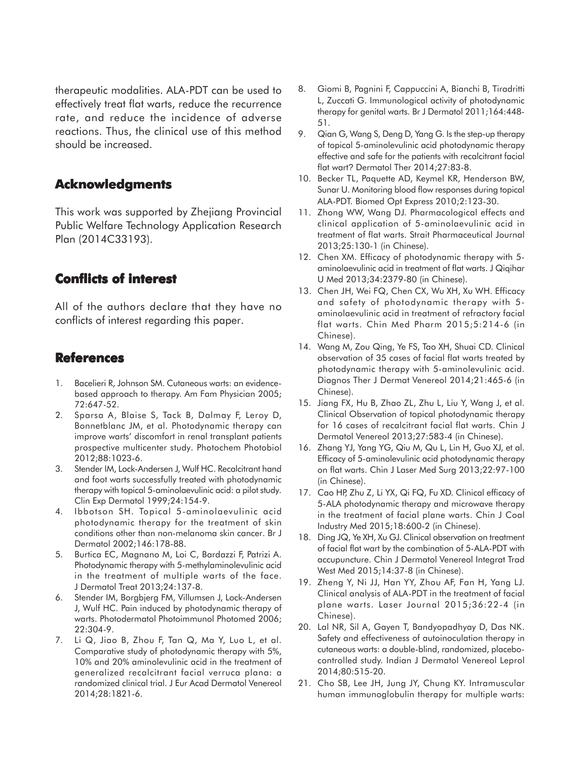therapeutic modalities. ALA-PDT can be used to effectively treat flat warts, reduce the recurrence rate, and reduce the incidence of adverse reactions. Thus, the clinical use of this method should be increased.

## Acknowledgments

This work was supported by Zhejiang Provincial Public Welfare Technology Application Research Plan (2014C33193).

## Conflicts of interest

All of the authors declare that they have no conflicts of interest regarding this paper.

## References

1. Bacelieri R, Johnson SM. Cutaneous warts: an evidence-based approach to therapy. Am Fam Physician 2005; 72:647-52.
2. Sparsa A, Blaise S, Tack B, Dalmay F, Leroy D, Bonnetblanc JM, et al. Photodynamic therapy can improve warts' discomfort in renal transplant patients prospective multicenter study. Photochem Photobiol 2012;88:1023-6.
3. Stender IM, Lock-Andersen J, Wulf HC. Recalcitrant hand and foot warts successfully treated with photodynamic therapy with topical 5-aminolaevulinic acid: a pilot study. Clin Exp Dermatol 1999;24:154-9.
4. Ibbotson SH. Topical 5-aminolaevulinic acid photodynamic therapy for the treatment of skin conditions other than non-melanoma skin cancer. Br J Dermatol 2002;146:178-88.
5. Burtica EC, Magnano M, Loi C, Bardazzi F, Patrizi A. Photodynamic therapy with 5-methylaminolevulinic acid in the treatment of multiple warts of the face. J Dermatol Treat 2013;24:137-8.
6. Stender IM, Borgbjerg FM, Villumsen J, Lock-Andersen J, Wulf HC. Pain induced by photodynamic therapy of warts. Photodermatol Photoimmunol Photomed 2006; 22:304-9.
7. Li Q, Jiao B, Zhou F, Tan Q, Ma Y, Luo L, et al. Comparative study of photodynamic therapy with 5%, 10% and 20% aminolevulinic acid in the treatment of generalized recalcitrant facial verruca plana: a randomized clinical trial. J Eur Acad Dermatol Venereol 2014;28:1821-6.
8. Giomi B, Pagnini F, Cappuccini A, Bianchi B, Tiradritti L, Zuccati G. Immunological activity of photodynamic therapy for genital warts. Br J Dermatol 2011;164:448-51.
9. Qian G, Wang S, Deng D, Yang G. Is the step-up therapy of topical 5-aminolevulinic acid photodynamic therapy effective and safe for the patients with recalcitrant facial flat wart? Dermatol Ther 2014;27:83-8.
10. Becker TL, Paquette AD, Keymel KR, Henderson BW, Sunar U. Monitoring blood flow responses during topical ALA-PDT. Biomed Opt Express 2010;2:123-30.
11. Zhong WW, Wang DJ. Pharmacological effects and clinical application of 5-aminolaevulinic acid in treatment of flat warts. Strait Pharmaceutical Journal 2013;25:130-1 (in Chinese).
12. Chen XM. Efficacy of photodynamic therapy with 5-aminolaevulinic acid in treatment of flat warts. J Qiqihar U Med 2013;34:2379-80 (in Chinese).
13. Chen JH, Wei FQ, Chen CX, Wu XH, Xu WH. Efficacy and safety of photodynamic therapy with 5-aminolaevulinic acid in treatment of refractory facial flat warts. Chin Med Pharm 2015;5:214-6 (in Chinese).
14. Wang M, Zou Qing, Ye FS, Tao XH, Shuai CD. Clinical observation of 35 cases of facial flat warts treated by photodynamic therapy with 5-aminolevulinic acid. Diagnos Ther J Dermat Venereol 2014;21:465-6 (in Chinese).
15. Jiang FX, Hu B, Zhao ZL, Zhu L, Liu Y, Wang J, et al. Clinical Observation of topical photodynamic therapy for 16 cases of recalcitrant facial flat warts. Chin J Dermatol Venereol 2013;27:583-4 (in Chinese).
16. Zhang YJ, Yang YG, Qiu M, Qu L, Lin H, Guo XJ, et al. Efficacy of 5-aminolevulinic acid photodynamic therapy on flat warts. Chin J Laser Med Surg 2013;22:97-100 (in Chinese).
17. Cao HP, Zhu Z, Li YX, Qi FQ, Fu XD. Clinical efficacy of 5-ALA photodynamic therapy and microwave therapy in the treatment of facial plane warts. Chin J Coal Industry Med 2015;18:600-2 (in Chinese).
18. Ding JQ, Ye XH, Xu GJ. Clinical observation on treatment of facial flat wart by the combination of 5-ALA-PDT with accupuncture. Chin J Dermatol Venereol Integrat Trad West Med 2015;14:37-8 (in Chinese).
19. Zheng Y, Ni JJ, Han YY, Zhou AF, Fan H, Yang LJ. Clinical analysis of ALA-PDT in the treatment of facial plane warts. Laser Journal 2015;36:22-4 (in Chinese).
20. Lal NR, Sil A, Gayen T, Bandyopadhyay D, Das NK. Safety and effectiveness of autoinoculation therapy in cutaneous warts: a double-blind, randomized, placebo-controlled study. Indian J Dermatol Venereol Leprol 2014;80:515-20.
21. Cho SB, Lee JH, Jung JY, Chung KY. Intramuscular human immunoglobulin therapy for multiple warts: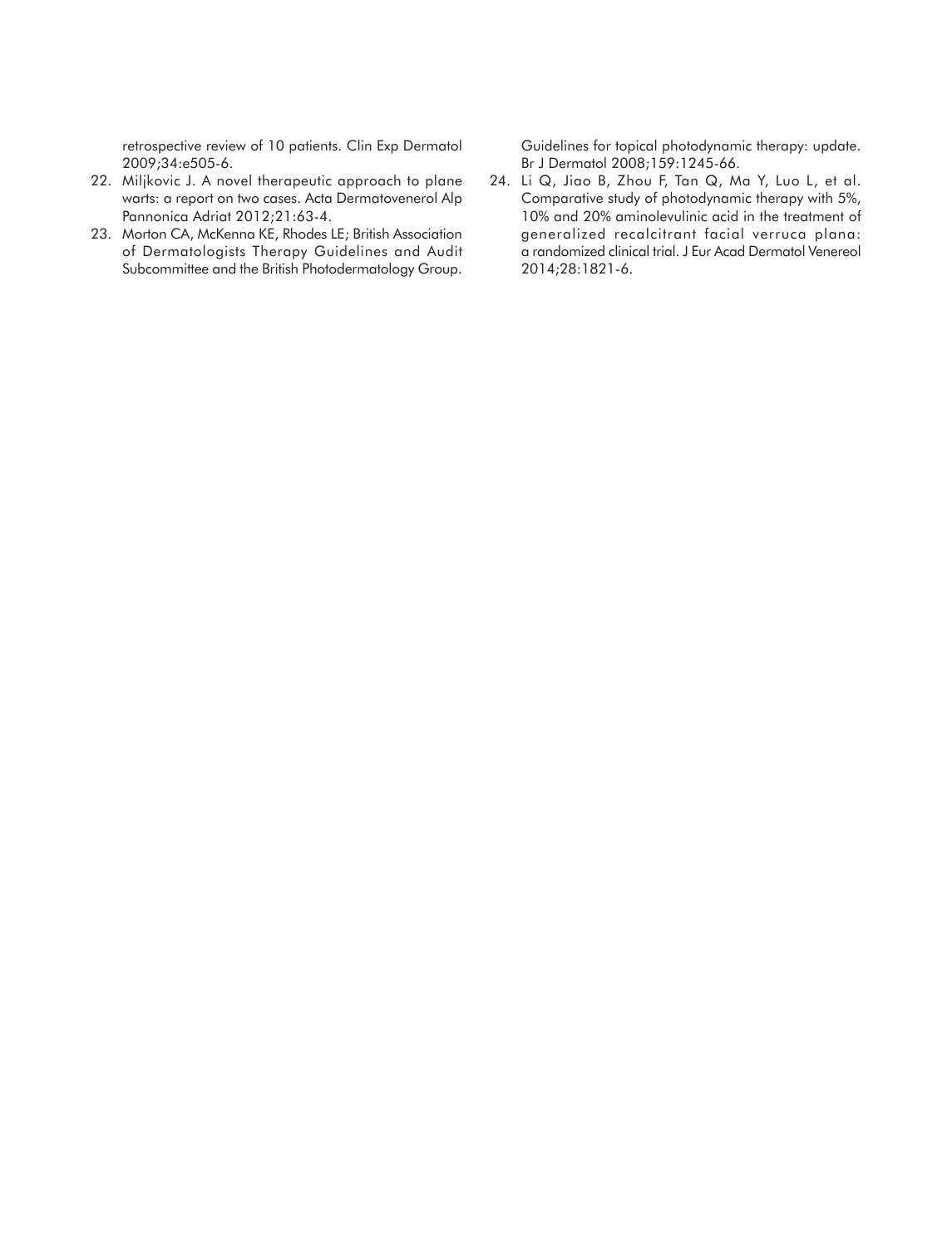retrospective review of 10 patients. Clin Exp Dermatol 2009;34:e505-6.

22. Miljkovic J. A novel therapeutic approach to plane warts: a report on two cases. Acta Dermatovenerol Alp Pannonica Adriat 2012;21:63-4.
23. Morton CA, McKenna KE, Rhodes LE; British Association of Dermatologists Therapy Guidelines and Audit Subcommittee and the British Photodermatology Group. Guidelines for topical photodynamic therapy: update. Br J Dermatol 2008;159:1245-66.
24. Li Q, Jiao B, Zhou F, Tan Q, Ma Y, Luo L, et al. Comparative study of photodynamic therapy with 5%, 10% and 20% aminolevulinic acid in the treatment of generalized recalcitrant facial verruca plana: a randomized clinical trial. J Eur Acad Dermatol Venereol 2014;28:1821-6.